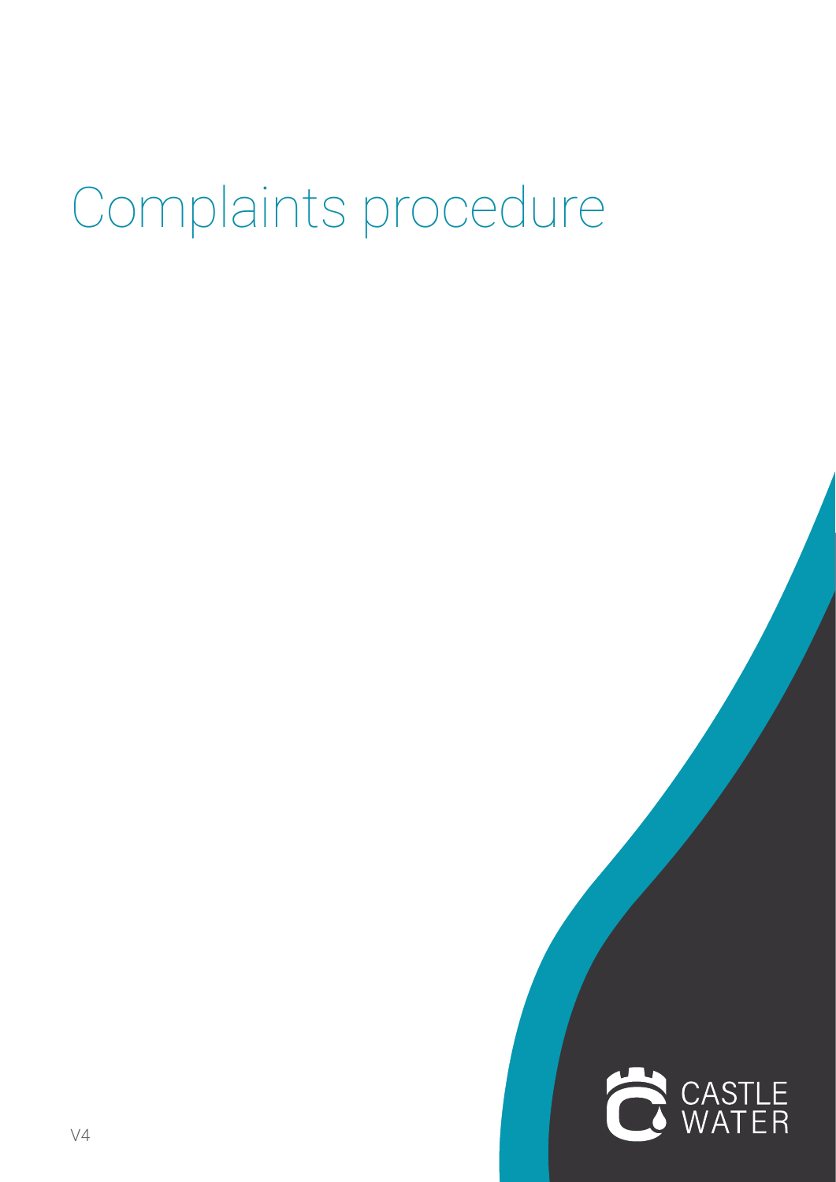# Complaints procedure

CASTLE WATER

V4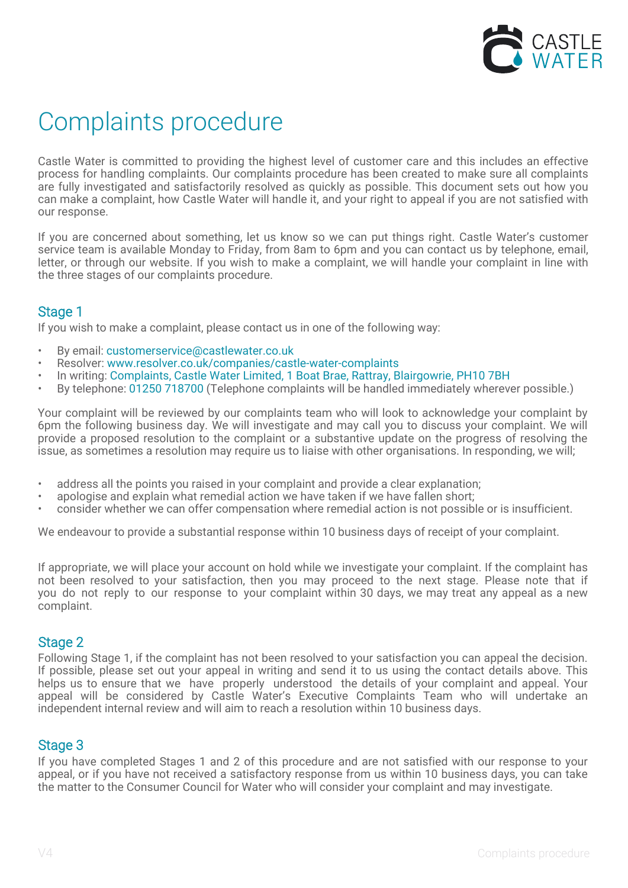# Complaints procedure

Castle Water is committed to providing the highest level of customer care and this includes an effective process for handling complaints. Our complaints procedure has been created to make sure all complaints are fully investigated and satisfactorily resolved as quickly as possible. This document sets out how you can make a complaint, how Castle Water will handle it, and your right to appeal if you are not satisfied with our response.

If you are concerned about something, let us know so we can put things right. Castle Water's customer service team is available Monday to Friday, from 8am to 6pm and you can contact us by telephone, email, letter, or through our website. If you wish to make a complaint, we will handle your complaint in line with the three stages of our complaints procedure.

## Stage 1

If you wish to make a complaint, please contact us in one of the following way:

- By email: customerservice@castlewater.co.uk
- Resolver: www.resolver.co.uk/companies/castle-water-complaints
- In writing: Complaints, Castle Water Limited, 1 Boat Brae, Rattray, Blairgowrie, PH10 7BH
- By telephone: 01250 718700 (Telephone complaints will be handled immediately wherever possible.)

Your complaint will be reviewed by our complaints team who will look to acknowledge your complaint by 6pm the following business day. We will investigate and may call you to discuss your complaint. We will provide a proposed resolution to the complaint or a substantive update on the progress of resolving the issue, as sometimes a resolution may require us to liaise with other organisations. In responding, we will;

- address all the points you raised in your complaint and provide a clear explanation;
- apologise and explain what remedial action we have taken if we have fallen short;
- consider whether we can offer compensation where remedial action is not possible or is insufficient.

We endeavour to provide a substantial response within 10 business days of receipt of your complaint.

If appropriate, we will place your account on hold while we investigate your complaint. If the complaint has not been resolved to your satisfaction, then you may proceed to the next stage. Please note that if you do not reply to our response to your complaint within 30 days, we may treat any appeal as a new complaint.

## Stage 2

Following Stage 1, if the complaint has not been resolved to your satisfaction you can appeal the decision. If possible, please set out your appeal in writing and send it to us using the contact details above. This helps us to ensure that we have properly understood the details of your complaint and appeal. Your appeal will be considered by Castle Water's Executive Complaints Team who will undertake an independent internal review and will aim to reach a resolution within 10 business days.

## Stage 3

If you have completed Stages 1 and 2 of this procedure and are not satisfied with our response to your appeal, or if you have not received a satisfactory response from us within 10 business days, you can take the matter to the Consumer Council for Water who will consider your complaint and may investigate.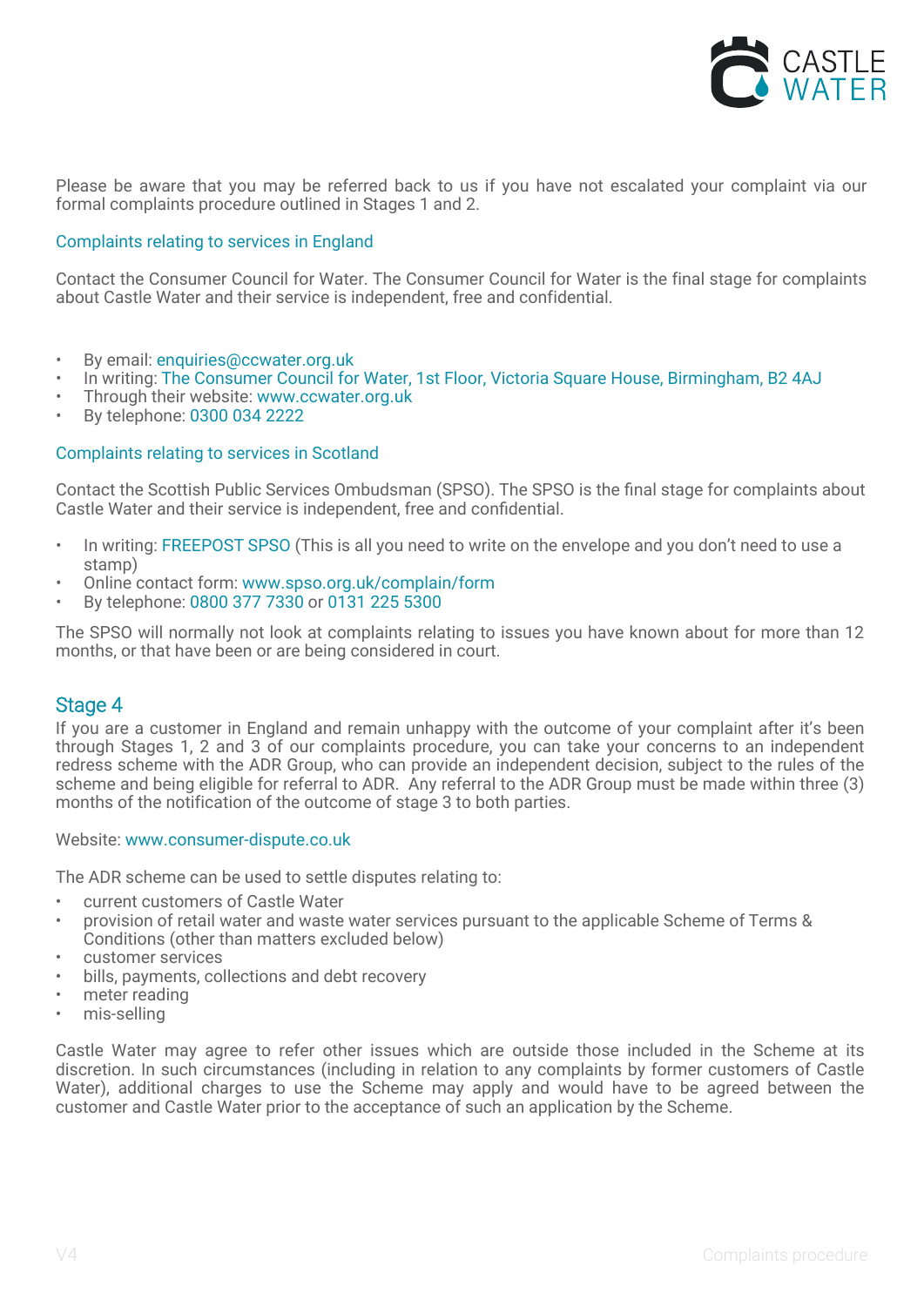Please be aware that you may be referred back to us if you have not escalated your complaint via our formal complaints procedure outlined in Stages 1 and 2.

### Complaints relating to services in England

Contact the Consumer Council for Water. The Consumer Council for Water is the final stage for complaints about Castle Water and their service is independent, free and confidential.

- By email: enquiries@ccwater.org.uk
- In writing: The Consumer Council for Water, 1st Floor, Victoria Square House, Birmingham, B2 4AJ
- Through their website: www.ccwater.org.uk
- By telephone: 0300 034 2222

### Complaints relating to services in Scotland

Contact the Scottish Public Services Ombudsman (SPSO). The SPSO is the final stage for complaints about Castle Water and their service is independent, free and confidential.

- In writing: FREEPOST SPSO (This is all you need to write on the envelope and you don't need to use a stamp)
- Online contact form: www.spso.org.uk/complain/form
- By telephone: 0800 377 7330 or 0131 225 5300

The SPSO will normally not look at complaints relating to issues you have known about for more than 12 months, or that have been or are being considered in court.

## Stage 4

If you are a customer in England and remain unhappy with the outcome of your complaint after it's been through Stages 1, 2 and 3 of our complaints procedure, you can take your concerns to an independent redress scheme with the ADR Group, who can provide an independent decision, subject to the rules of the scheme and being eligible for referral to ADR. Any referral to the ADR Group must be made within three (3) months of the notification of the outcome of stage 3 to both parties.

Website: www.consumer-dispute.co.uk

The ADR scheme can be used to settle disputes relating to:

- current customers of Castle Water
- provision of retail water and waste water services pursuant to the applicable Scheme of Terms & Conditions (other than matters excluded below)
- customer services
- bills, payments, collections and debt recovery
- meter reading
- mis-selling

Castle Water may agree to refer other issues which are outside those included in the Scheme at its discretion. In such circumstances (including in relation to any complaints by former customers of Castle Water), additional charges to use the Scheme may apply and would have to be agreed between the customer and Castle Water prior to the acceptance of such an application by the Scheme.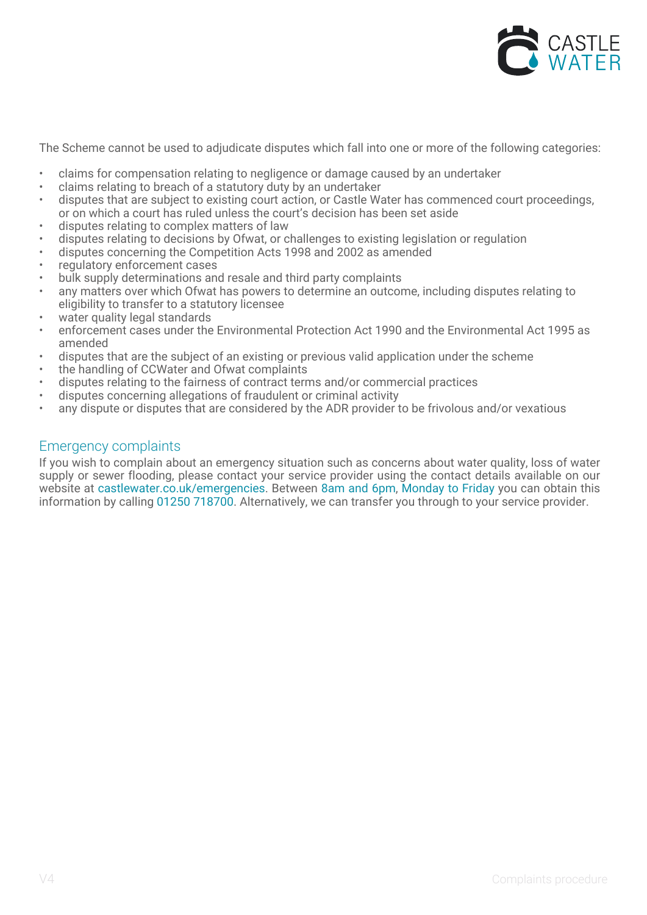The Scheme cannot be used to adjudicate disputes which fall into one or more of the following categories:

- claims for compensation relating to negligence or damage caused by an undertaker
- claims relating to breach of a statutory duty by an undertaker
- disputes that are subject to existing court action, or Castle Water has commenced court proceedings, or on which a court has ruled unless the court's decision has been set aside
- disputes relating to complex matters of law
- disputes relating to decisions by Ofwat, or challenges to existing legislation or regulation
- disputes concerning the Competition Acts 1998 and 2002 as amended
- regulatory enforcement cases
- bulk supply determinations and resale and third party complaints
- any matters over which Ofwat has powers to determine an outcome, including disputes relating to eligibility to transfer to a statutory licensee
- water quality legal standards
- enforcement cases under the Environmental Protection Act 1990 and the Environmental Act 1995 as amended
- disputes that are the subject of an existing or previous valid application under the scheme
- the handling of CCWater and Ofwat complaints
- disputes relating to the fairness of contract terms and/or commercial practices
- disputes concerning allegations of fraudulent or criminal activity
- any dispute or disputes that are considered by the ADR provider to be frivolous and/or vexatious

## Emergency complaints

If you wish to complain about an emergency situation such as concerns about water quality, loss of water supply or sewer flooding, please contact your service provider using the contact details available on our website at castlewater.co.uk/emergencies. Between 8am and 6pm, Monday to Friday you can obtain this information by calling 01250 718700. Alternatively, we can transfer you through to your service provider.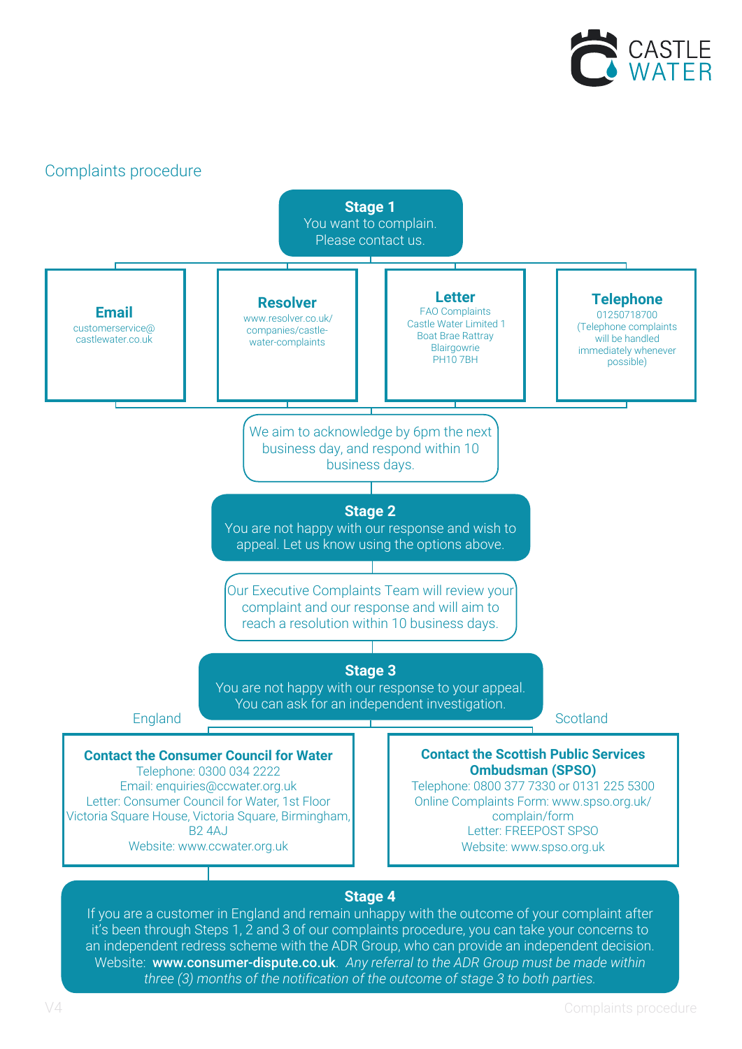## Complaints procedure

**Stage 1**
You want to complain.
Please contact us.

**Email**
customerservice@castlewater.co.uk

**Resolver**
www.resolver.co.uk/companies/castle-water-complaints

**Letter**
FAO Complaints
Castle Water Limited 1
Boat Brae Rattray
Blairgowrie
PH10 7BH

**Telephone**
01250718700
(Telephone complaints will be handled immediately whenever possible)

We aim to acknowledge by 6pm the next business day, and respond within 10 business days.

**Stage 2**
You are not happy with our response and wish to appeal. Let us know using the options above.

Our Executive Complaints Team will review your complaint and our response and will aim to reach a resolution within 10 business days.

**Stage 3**
You are not happy with our response to your appeal. You can ask for an independent investigation.

England

**Contact the Consumer Council for Water**
Telephone: 0300 034 2222
Email: enquiries@ccwater.org.uk
Letter: Consumer Council for Water, 1st Floor Victoria Square House, Victoria Square, Birmingham, B2 4AJ
Website: www.ccwater.org.uk

Scotland

**Contact the Scottish Public Services Ombudsman (SPSO)**
Telephone: 0800 377 7330 or 0131 225 5300
Online Complaints Form: www.spso.org.uk/complain/form
Letter: FREEPOST SPSO
Website: www.spso.org.uk

**Stage 4**
If you are a customer in England and remain unhappy with the outcome of your complaint after it's been through Steps 1, 2 and 3 of our complaints procedure, you can take your concerns to an independent redress scheme with the ADR Group, who can provide an independent decision. Website: **www.consumer-dispute.co.uk**. *Any referral to the ADR Group must be made within three (3) months of the notification of the outcome of stage 3 to both parties.*

V4